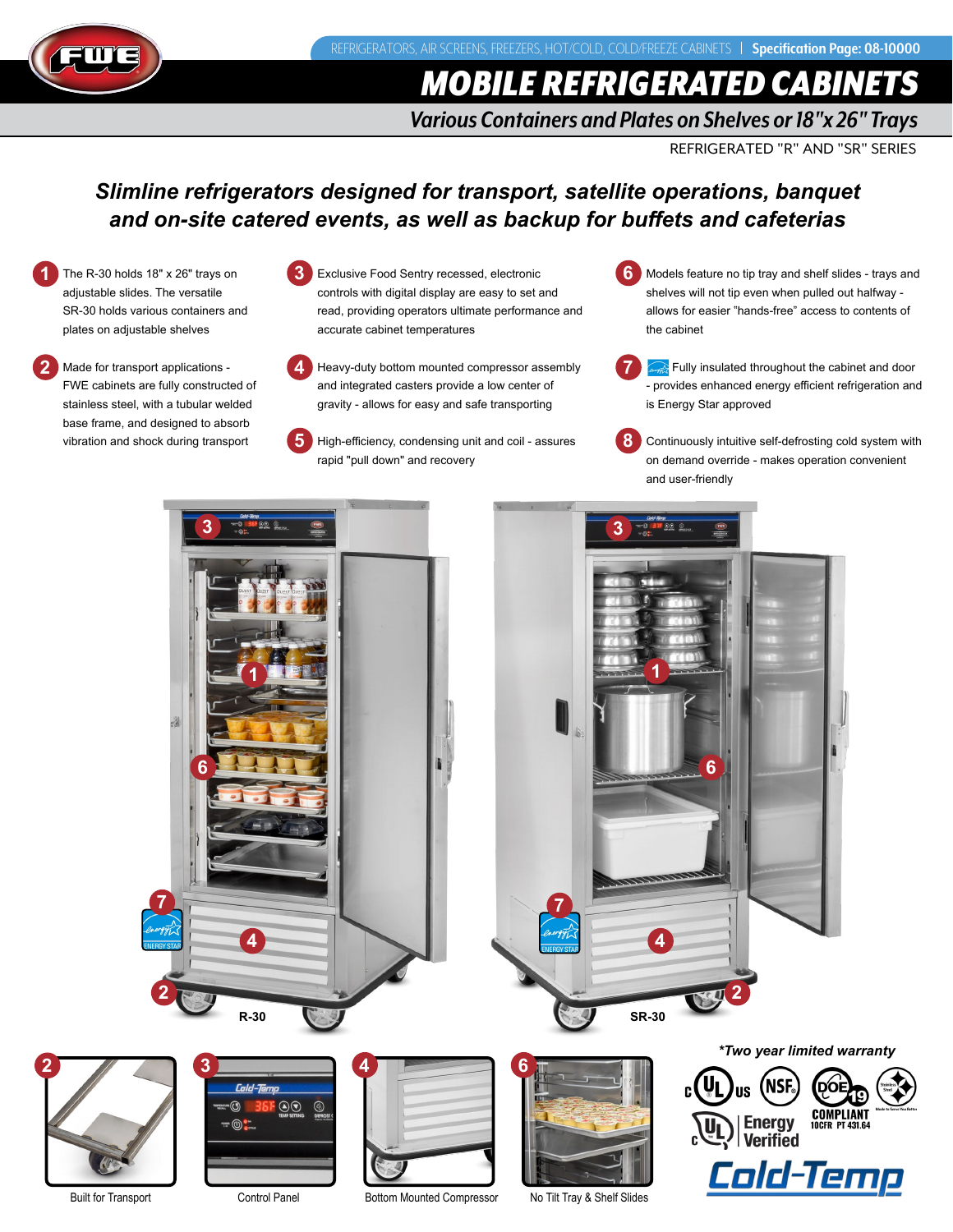REFRIGERATORS, AIR SCREENS, FREEZERS, HOT/COLD, COLD/FREEZE CABINETS | **Specification Page: 08-10000**

# MOBILE REFRIGERATED CABINETS

## Various Containers and Plates on Shelves or 18"x 26" Trays

REFRIGERATED "R" AND "SR" SERIES

### *Slimline refrigerators designed for transport, satellite operations, banquet and on-site catered events, as well as backup for buffets and cafeterias*

1. The R-30 holds 18" x 26" trays on adjustable slides. The versatile SR-30 holds various containers and plates on adjustable shelves
2. Made for transport applications - FWE cabinets are fully constructed of stainless steel, with a tubular welded base frame, and designed to absorb vibration and shock during transport
3. Exclusive Food Sentry recessed, electronic controls with digital display are easy to set and read, providing operators ultimate performance and accurate cabinet temperatures
4. Heavy-duty bottom mounted compressor assembly and integrated casters provide a low center of gravity - allows for easy and safe transporting
5. High-efficiency, condensing unit and coil - assures rapid "pull down" and recovery
6. Models feature no tip tray and shelf slides - trays and shelves will not tip even when pulled out halfway - allows for easier "hands-free" access to contents of the cabinet
7. Fully insulated throughout the cabinet and door - provides enhanced energy efficient refrigeration and is Energy Star approved
8. Continuously intuitive self-defrosting cold system with on demand override - makes operation convenient and user-friendly

R-30

SR-30

Built for Transport

Control Panel

Bottom Mounted Compressor

No Tilt Tray & Shelf Slides

*Two year limited warranty

DOE COMPLIANT 10CFR PT 431.64

Energy Verified

Cold-Temp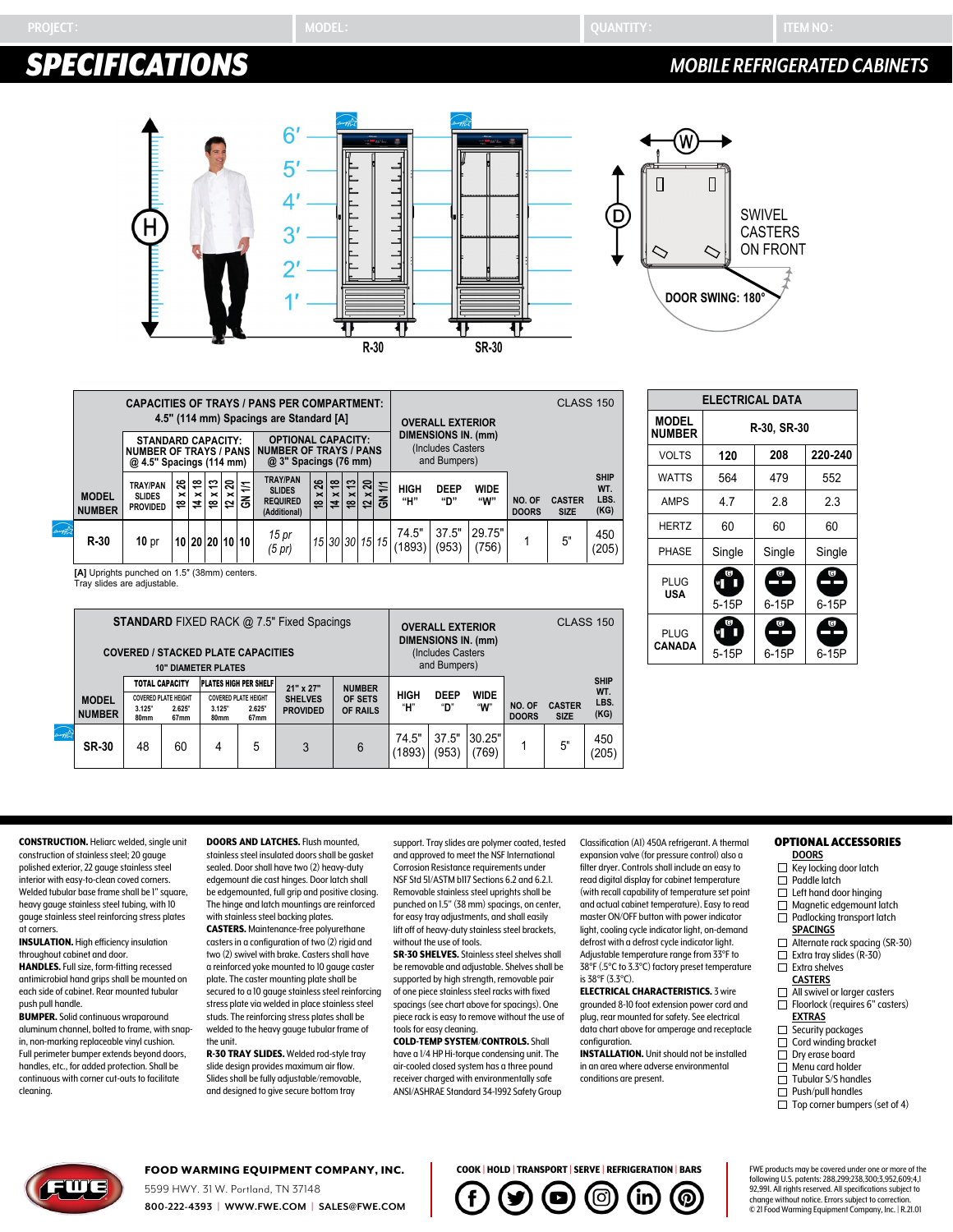| PROJECT: | MODEL: | QUANTITY: | ITEM NO: |
| --- | --- | --- | --- |

# SPECIFICATIONS

## MOBILE REFRIGERATED CABINETS

H

6′
5′
4′
3′
2′
1′

R-30 SR-30

W

D

SWIVEL CASTERS ON FRONT

DOOR SWING: 180°

| MODEL NUMBER | STANDARD CAPACITY: NUMBER OF TRAYS / PANS @ 4.5" Spacings (114 mm) TRAY/PAN SLIDES PROVIDED | 18 x 26 | 14 x 18 | 18 x 13 | 12 x 20 | GN 1/1 | OPTIONAL CAPACITY: NUMBER OF TRAYS / PANS @ 3" Spacings (76 mm) TRAY/PAN SLIDES REQUIRED (Additional) | 18 x 26 | 14 x 18 | 18 x 13 | 12 x 20 | GN 1/1 | HIGH "H" | DEEP "D" | WIDE "W" | NO. OF DOORS | CASTER SIZE | SHIP WT. LBS. (KG) |
| --- | --- | --- | --- | --- | --- | --- | --- | --- | --- | --- | --- | --- | --- | --- | --- | --- | --- | --- |
| R-30 | 10 pr | 10 | 20 | 20 | 10 | 10 | 15 pr (5 pr) | 15 | 30 | 30 | 15 | 15 | 74.5" (1893) | 37.5" (953) | 29.75" (756) | 1 | 5" | 450 (205) |

CAPACITIES OF TRAYS / PANS PER COMPARTMENT: 4.5" (114 mm) Spacings are Standard [A]. OVERALL EXTERIOR DIMENSIONS IN. (mm) (Includes Casters and Bumpers). CLASS 150

[A] Uprights punched on 1.5" (38mm) centers.
Tray slides are adjustable.

| MODEL NUMBER | TOTAL CAPACITY Covered Plate Height 3.125" 80mm | TOTAL CAPACITY Covered Plate Height 2.625" 67mm | PLATES HIGH PER SHELF Covered Plate Height 3.125" 80mm | PLATES HIGH PER SHELF Covered Plate Height 2.625" 67mm | 21" x 27" SHELVES PROVIDED | NUMBER OF SETS OF RAILS | HIGH "H" | DEEP "D" | WIDE "W" | NO. OF DOORS | CASTER SIZE | SHIP WT. LBS. (KG) |
| --- | --- | --- | --- | --- | --- | --- | --- | --- | --- | --- | --- | --- |
| SR-30 | 48 | 60 | 4 | 5 | 3 | 6 | 74.5" (1893) | 37.5" (953) | 30.25" (769) | 1 | 5" | 450 (205) |

STANDARD FIXED RACK @ 7.5" Fixed Spacings. COVERED / STACKED PLATE CAPACITIES, 10" DIAMETER PLATES. OVERALL EXTERIOR DIMENSIONS IN. (mm) (Includes Casters and Bumpers). CLASS 150

| ELECTRICAL DATA | | | |
| --- | --- | --- | --- |
| MODEL NUMBER | R-30, SR-30 | | |
| VOLTS | 120 | 208 | 220-240 |
| WATTS | 564 | 479 | 552 |
| AMPS | 4.7 | 2.8 | 2.3 |
| HERTZ | 60 | 60 | 60 |
| PHASE | Single | Single | Single |
| PLUG USA | 5-15P | 6-15P | 6-15P |
| PLUG CANADA | 5-15P | 6-15P | 6-15P |

**CONSTRUCTION.** Heliarc welded, single unit construction of stainless steel; 20 gauge polished exterior, 22 gauge stainless steel interior with easy-to-clean coved corners. Welded tubular base frame shall be 1" square, heavy gauge stainless steel tubing, with 10 gauge stainless steel reinforcing stress plates at corners.

**INSULATION.** High efficiency insulation throughout cabinet and door.

**HANDLES.** Full size, form-fitting recessed antimicrobial hand grips shall be mounted on each side of cabinet. Rear mounted tubular push pull handle.

**BUMPER.** Solid continuous wraparound aluminum channel, bolted to frame, with snap-in, non-marking replaceable vinyl cushion. Full perimeter bumper extends beyond doors, handles, etc., for added protection. Shall be continuous with corner cut-outs to facilitate cleaning.

**DOORS AND LATCHES.** Flush mounted, stainless steel insulated doors shall be gasket sealed. Door shall have two (2) heavy-duty edgemount die cast hinges. Door latch shall be edgemounted, full grip and positive closing. The hinge and latch mountings are reinforced with stainless steel backing plates.

**CASTERS.** Maintenance-free polyurethane casters in a configuration of two (2) rigid and two (2) swivel with brake. Casters shall have a reinforced yoke mounted to 10 gauge caster plate. The caster mounting plate shall be secured to a 10 gauge stainless steel reinforcing stress plate via welded in place stainless steel studs. The reinforcing stress plates shall be welded to the heavy gauge tubular frame of the unit.

**R-30 TRAY SLIDES.** Welded rod-style tray slide design provides maximum air flow. Slides shall be fully adjustable/removable, and designed to give secure bottom tray support. Tray slides are polymer coated, tested and approved to meet the NSF International Corrosion Resistance requirements under NSF Std 51/ASTM b117 Sections 6.2 and 6.2.1. Removable stainless steel uprights shall be punched on 1.5" (38 mm) spacings, on center, for easy tray adjustments, and shall easily lift off of heavy-duty stainless steel brackets, without the use of tools.

**SR-30 SHELVES.** Stainless steel shelves shall be removable and adjustable. Shelves shall be supported by high strength, removable pair of one piece stainless steel racks with fixed spacings (see chart above for spacings). One piece rack is easy to remove without the use of tools for easy cleaning.

**COLD-TEMP SYSTEM/CONTROLS.** Shall have a 1/4 HP Hi-torque condensing unit. The air-cooled closed system has a three pound receiver charged with environmentally safe ANSI/ASHRAE Standard 34-1992 Safety Group Classification (A1) 450A refrigerant. A thermal expansion valve (for pressure control) also a filter dryer. Controls shall include an easy to read digital display for cabinet temperature (with recall capability of temperature set point and actual cabinet temperature). Easy to read master ON/OFF button with power indicator light, cooling cycle indicator light, on-demand defrost with a defrost cycle indicator light. Adjustable temperature range from 33°F to 38°F (.5°C to 3.3°C) factory preset temperature is 38°F (3.3°C).

**ELECTRICAL CHARACTERISTICS.** 3 wire grounded 8-10 foot extension power cord and plug, rear mounted for safety. See electrical data chart above for amperage and receptacle configuration.

**INSTALLATION.** Unit should not be installed in an area where adverse environmental conditions are present.

### OPTIONAL ACCESSORIES

**DOORS**
- ☐ Key locking door latch
- ☐ Paddle latch
- ☐ Left hand door hinging
- ☐ Magnetic edgemount latch
- ☐ Padlocking transport latch

**SPACINGS**
- ☐ Alternate rack spacing (SR-30)
- ☐ Extra tray slides (R-30)
- ☐ Extra shelves

**CASTERS**
- ☐ All swivel or larger casters
- ☐ Floorlock (requires 6" casters)

**EXTRAS**
- ☐ Security packages
- ☐ Cord winding bracket
- ☐ Dry erase board
- ☐ Menu card holder
- ☐ Tubular S/S handles
- ☐ Push/pull handles
- ☐ Top corner bumpers (set of 4)

**FOOD WARMING EQUIPMENT COMPANY, INC.**
5599 HWY. 31 W. Portland, TN 37148
800-222-4393 | WWW.FWE.COM | SALES@FWE.COM

COOK | HOLD | TRANSPORT | SERVE | REFRIGERATION | BARS

FWE products may be covered under one or more of the following U.S. patents: 288,299;238,300;3,952,609;4,1 92,991. All rights reserved. All specifications subject to change without notice. Errors subject to correction. © 21 Food Warming Equipment Company, Inc. | R.21.01